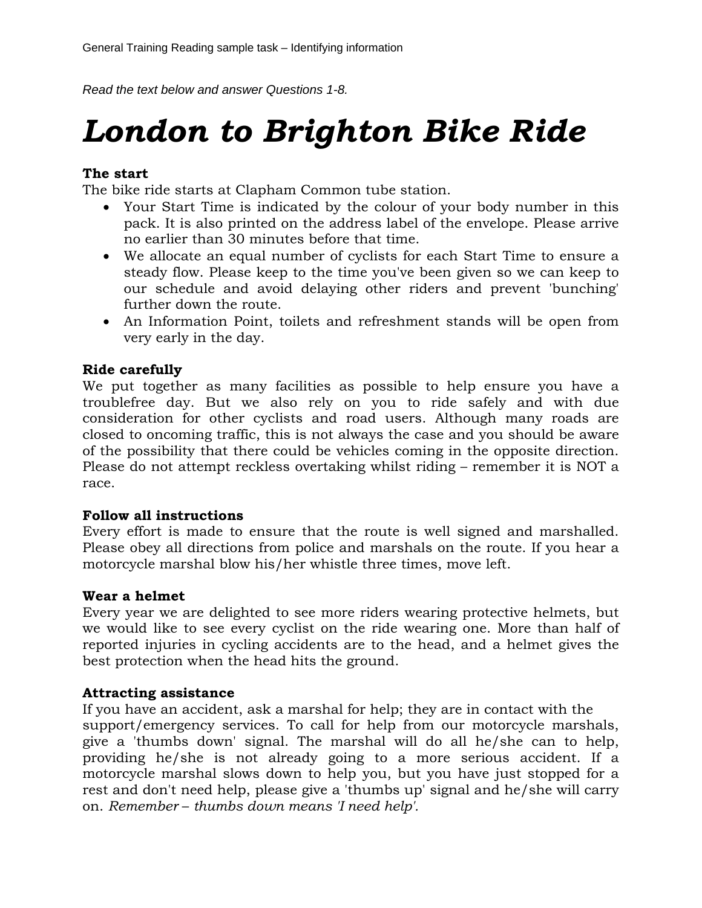*Read the text below and answer Questions 1-8.*

# *London to Brighton Bike Ride*

**The start**

The bike ride starts at Clapham Common tube station.

- Your Start Time is indicated by the colour of your body number in this pack. It is also printed on the address label of the envelope. Please arrive no earlier than 30 minutes before that time.
- We allocate an equal number of cyclists for each Start Time to ensure a steady flow. Please keep to the time you've been given so we can keep to our schedule and avoid delaying other riders and prevent 'bunching' further down the route.
- An Information Point, toilets and refreshment stands will be open from very early in the day.

**Ride carefully**

We put together as many facilities as possible to help ensure you have a troublefree day. But we also rely on you to ride safely and with due consideration for other cyclists and road users. Although many roads are closed to oncoming traffic, this is not always the case and you should be aware of the possibility that there could be vehicles coming in the opposite direction. Please do not attempt reckless overtaking whilst riding – remember it is NOT a race.

**Follow all instructions**

Every effort is made to ensure that the route is well signed and marshalled. Please obey all directions from police and marshals on the route. If you hear a motorcycle marshal blow his/her whistle three times, move left.

**Wear a helmet**

Every year we are delighted to see more riders wearing protective helmets, but we would like to see every cyclist on the ride wearing one. More than half of reported injuries in cycling accidents are to the head, and a helmet gives the best protection when the head hits the ground.

**Attracting assistance**

If you have an accident, ask a marshal for help; they are in contact with the support/emergency services. To call for help from our motorcycle marshals, give a 'thumbs down' signal. The marshal will do all he/she can to help, providing he/she is not already going to a more serious accident. If a motorcycle marshal slows down to help you, but you have just stopped for a rest and don't need help, please give a 'thumbs up' signal and he/she will carry on. *Remember – thumbs down means 'I need help'.*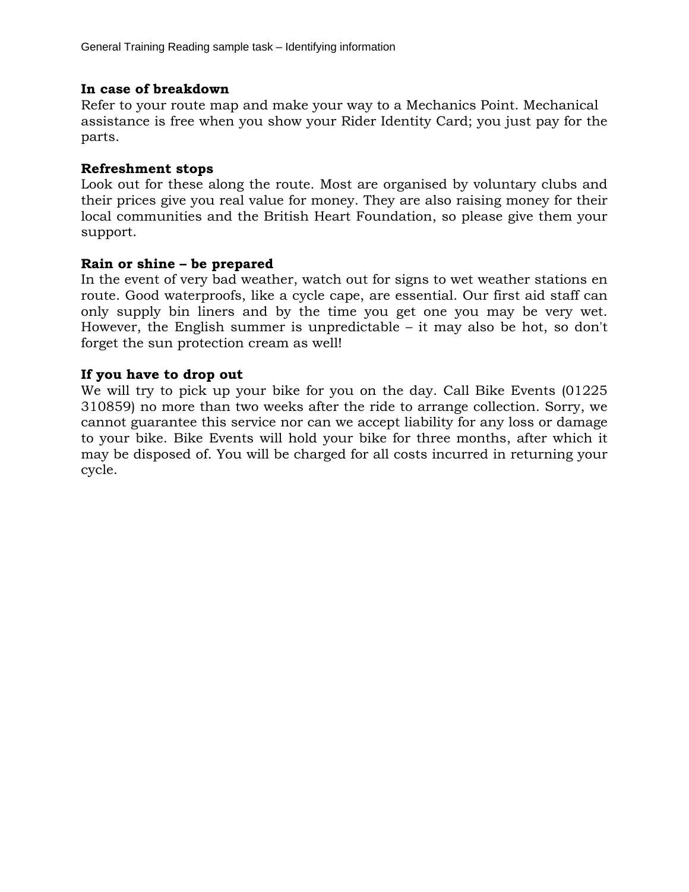**In case of breakdown**

Refer to your route map and make your way to a Mechanics Point. Mechanical assistance is free when you show your Rider Identity Card; you just pay for the parts.

**Refreshment stops**

Look out for these along the route. Most are organised by voluntary clubs and their prices give you real value for money. They are also raising money for their local communities and the British Heart Foundation, so please give them your support.

**Rain or shine – be prepared**

In the event of very bad weather, watch out for signs to wet weather stations en route. Good waterproofs, like a cycle cape, are essential. Our first aid staff can only supply bin liners and by the time you get one you may be very wet. However, the English summer is unpredictable – it may also be hot, so don't forget the sun protection cream as well!

**If you have to drop out**

We will try to pick up your bike for you on the day. Call Bike Events (01225 310859) no more than two weeks after the ride to arrange collection. Sorry, we cannot guarantee this service nor can we accept liability for any loss or damage to your bike. Bike Events will hold your bike for three months, after which it may be disposed of. You will be charged for all costs incurred in returning your cycle.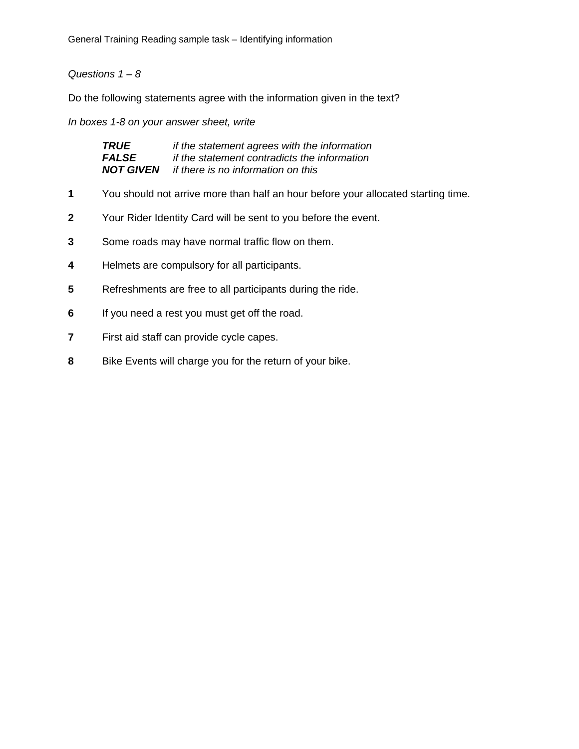General Training Reading sample task – Identifying information

*Questions 1 – 8*

Do the following statements agree with the information given in the text?

*In boxes 1-8 on your answer sheet, write*

| | |
|---|---|
| ***TRUE*** | *if the statement agrees with the information* |
| ***FALSE*** | *if the statement contradicts the information* |
| ***NOT GIVEN*** | *if there is no information on this* |

**1** You should not arrive more than half an hour before your allocated starting time.

**2** Your Rider Identity Card will be sent to you before the event.

**3** Some roads may have normal traffic flow on them.

**4** Helmets are compulsory for all participants.

**5** Refreshments are free to all participants during the ride.

**6** If you need a rest you must get off the road.

**7** First aid staff can provide cycle capes.

**8** Bike Events will charge you for the return of your bike.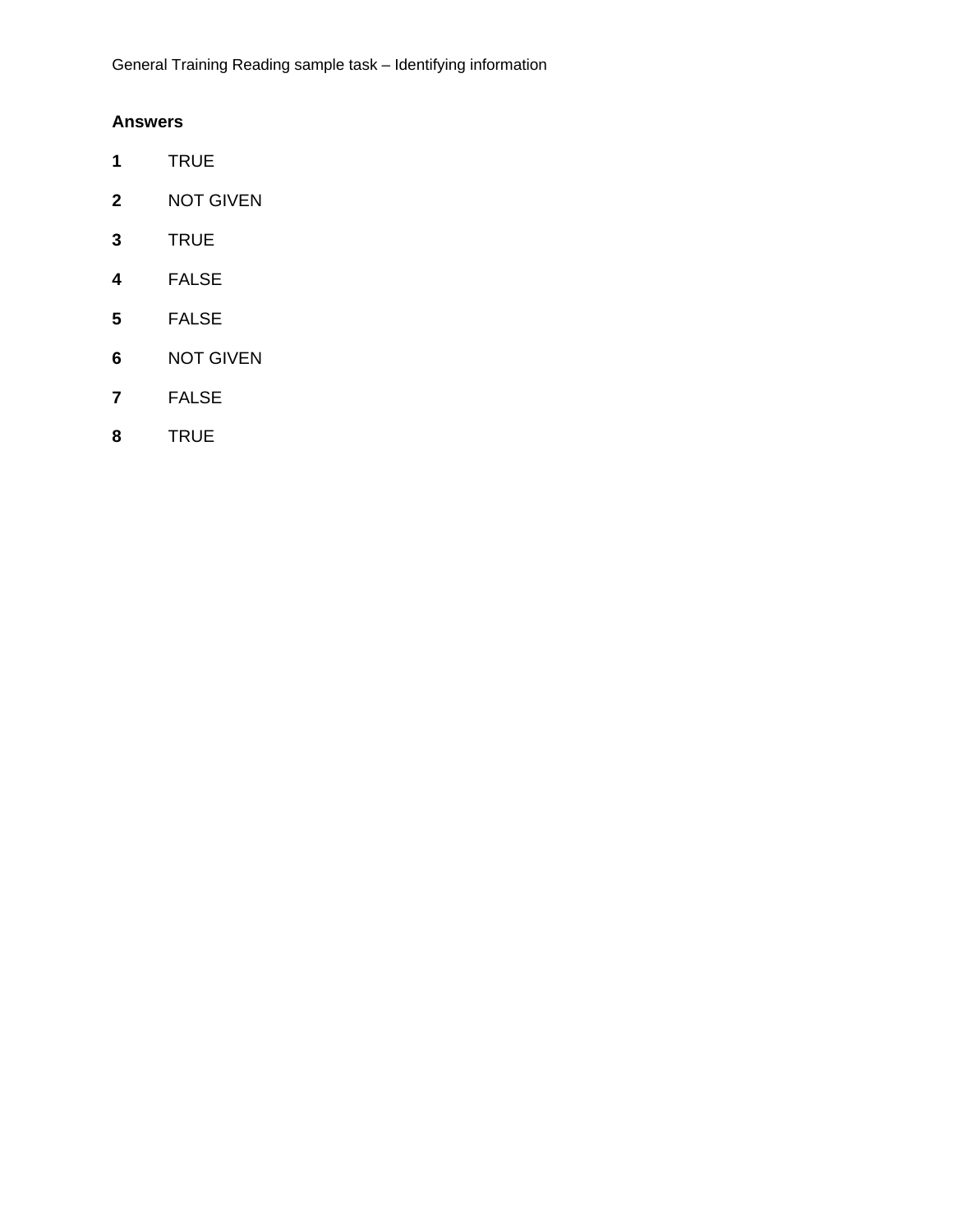**Answers**

**1** TRUE

**2** NOT GIVEN

**3** TRUE

**4** FALSE

**5** FALSE

**6** NOT GIVEN

**7** FALSE

**8** TRUE